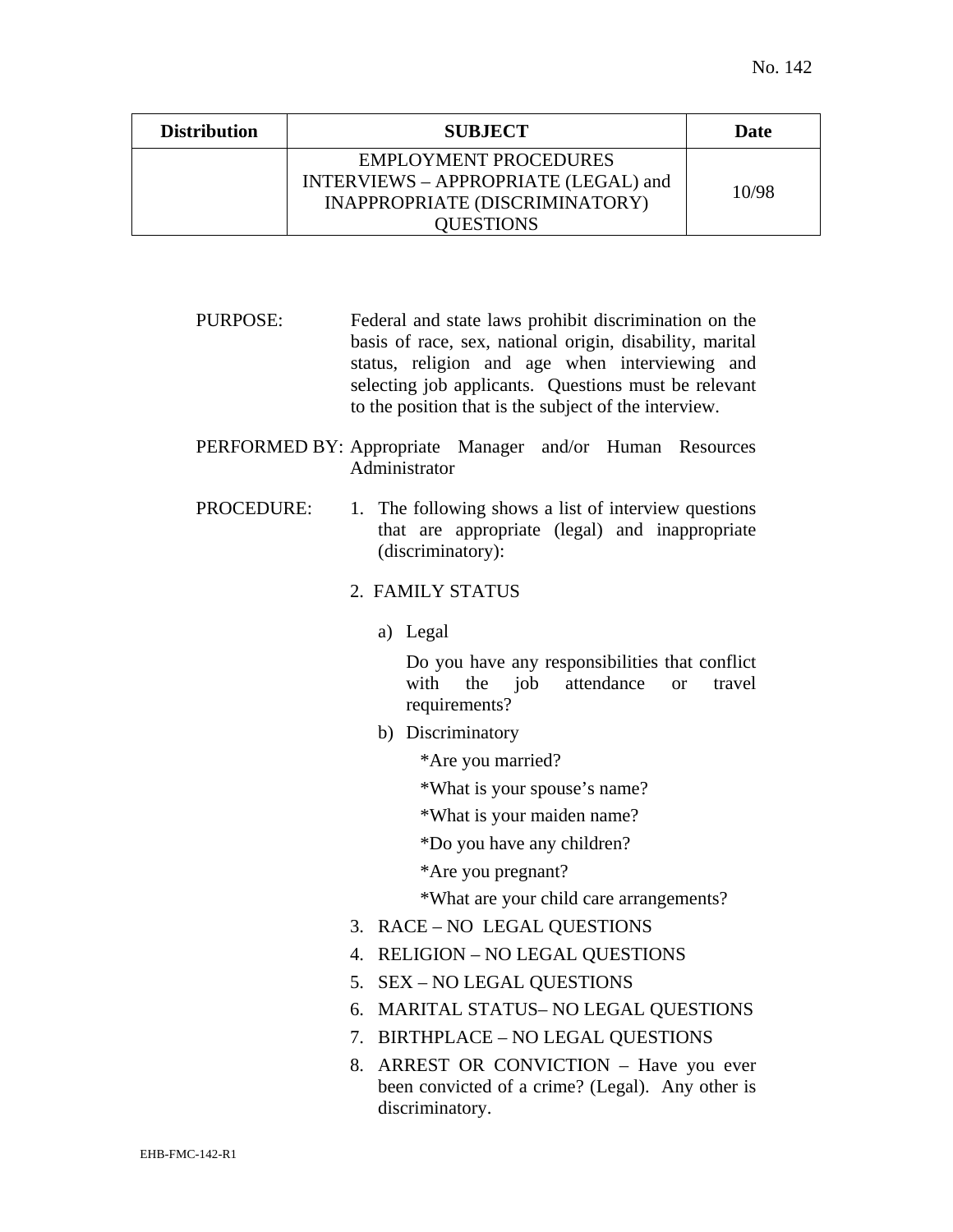No. 142

| Distribution | SUBJECT | Date |
|---|---|---|
| | EMPLOYMENT PROCEDURES INTERVIEWS – APPROPRIATE (LEGAL) and INAPPROPRIATE (DISCRIMINATORY) QUESTIONS | 10/98 |

PURPOSE: Federal and state laws prohibit discrimination on the basis of race, sex, national origin, disability, marital status, religion and age when interviewing and selecting job applicants. Questions must be relevant to the position that is the subject of the interview.

PERFORMED BY: Appropriate Manager and/or Human Resources Administrator

PROCEDURE:

1. The following shows a list of interview questions that are appropriate (legal) and inappropriate (discriminatory):

2. FAMILY STATUS

   a) Legal

      Do you have any responsibilities that conflict with the job attendance or travel requirements?

   b) Discriminatory

      *Are you married?

      *What is your spouse's name?

      *What is your maiden name?

      *Do you have any children?

      *Are you pregnant?

      *What are your child care arrangements?

3. RACE – NO LEGAL QUESTIONS
4. RELIGION – NO LEGAL QUESTIONS
5. SEX – NO LEGAL QUESTIONS
6. MARITAL STATUS– NO LEGAL QUESTIONS
7. BIRTHPLACE – NO LEGAL QUESTIONS
8. ARREST OR CONVICTION – Have you ever been convicted of a crime? (Legal). Any other is discriminatory.

EHB-FMC-142-R1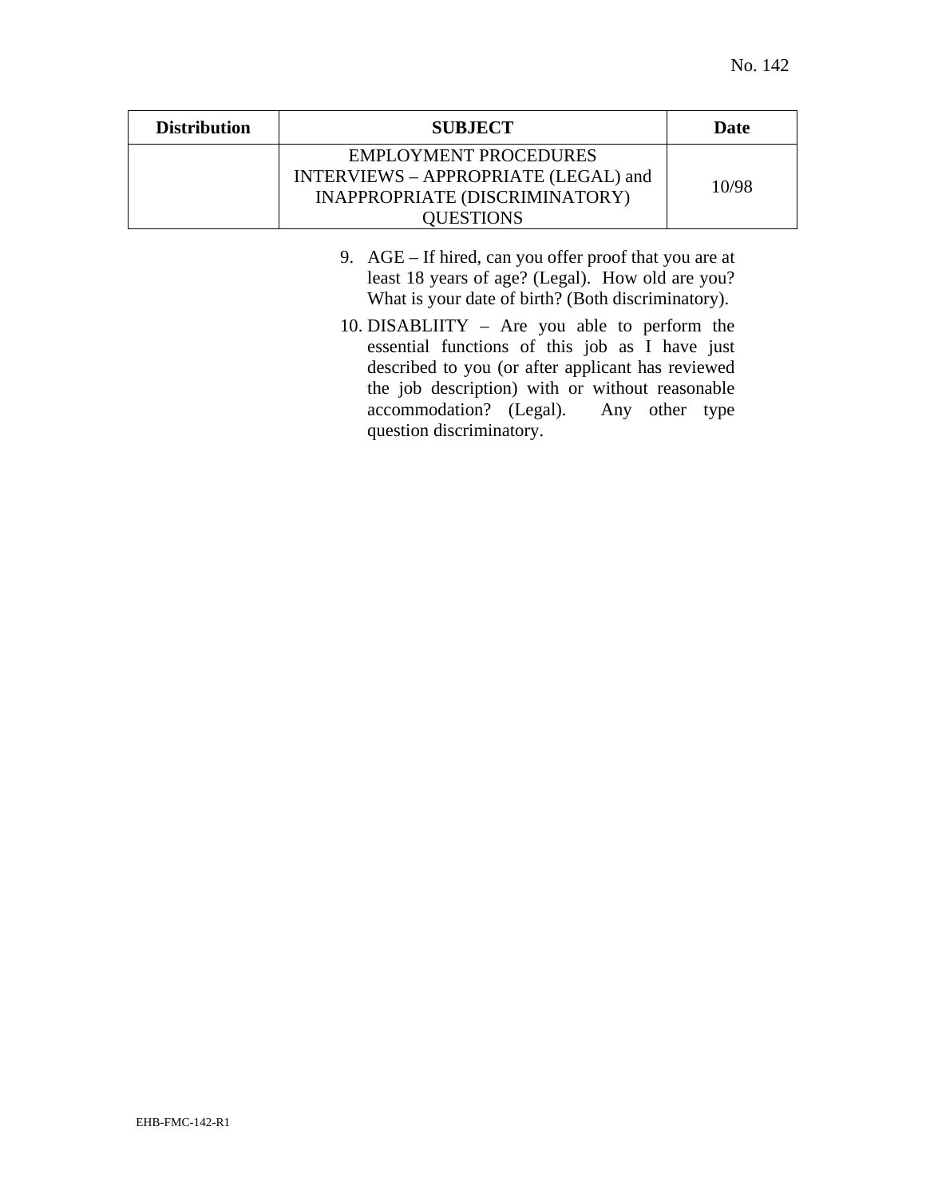| Distribution | SUBJECT | Date |
|---|---|---|
| | EMPLOYMENT PROCEDURES INTERVIEWS – APPROPRIATE (LEGAL) and INAPPROPRIATE (DISCRIMINATORY) QUESTIONS | 10/98 |

9. AGE – If hired, can you offer proof that you are at least 18 years of age? (Legal). How old are you? What is your date of birth? (Both discriminatory).

10. DISABLIITY – Are you able to perform the essential functions of this job as I have just described to you (or after applicant has reviewed the job description) with or without reasonable accommodation? (Legal). Any other type question discriminatory.